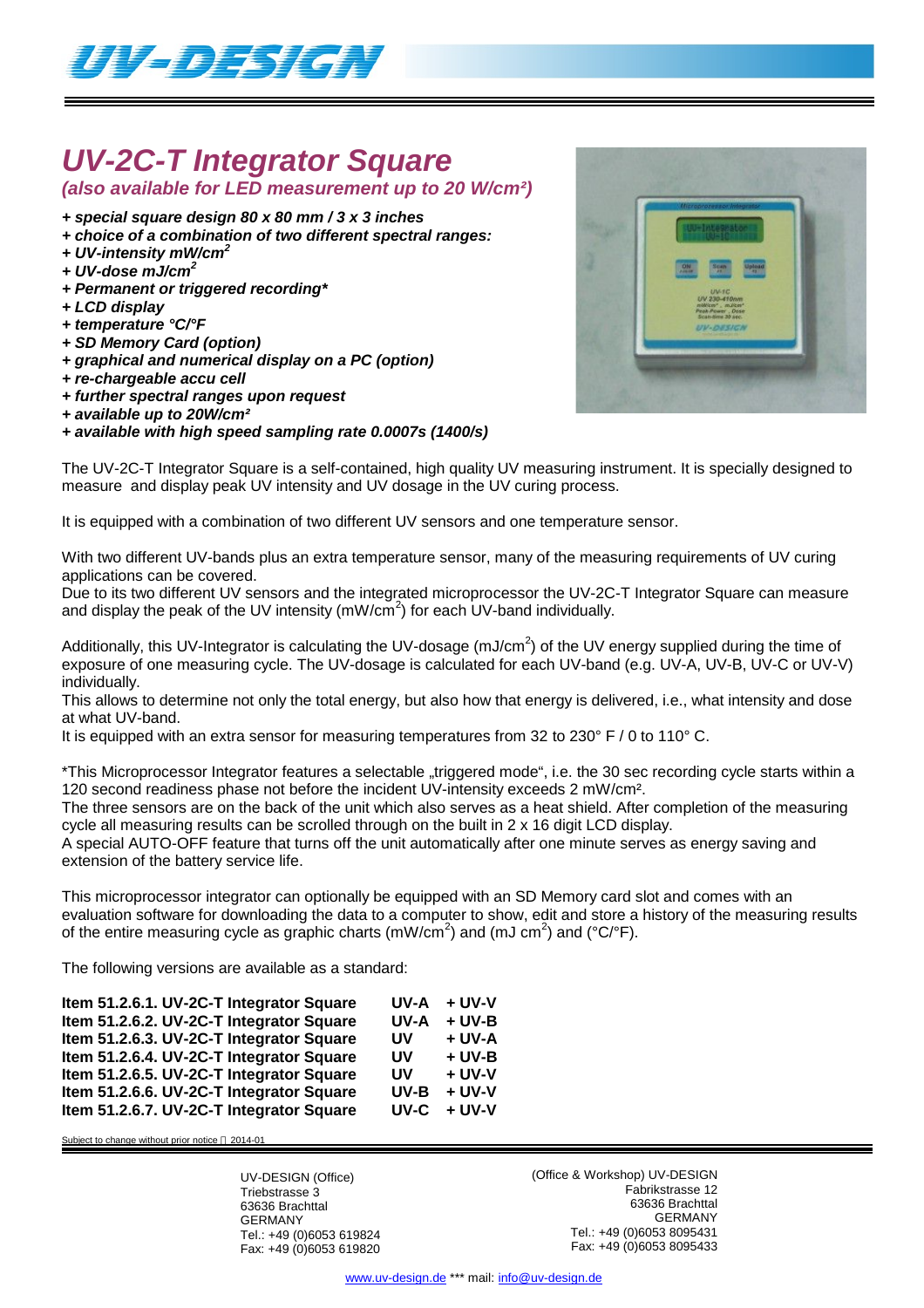# *UV-2C-T Integrator Square*

***(also available for LED measurement up to 20 W/cm²)***

***+ special square design 80 x 80 mm / 3 x 3 inches***
***+ choice of a combination of two different spectral ranges:***
***+ UV-intensity mW/cm²***
***+ UV-dose mJ/cm²***
***+ Permanent or triggered recording****
***+ LCD display***
***+ temperature °C/°F***
***+ SD Memory Card (option)***
***+ graphical and numerical display on a PC (option)***
***+ re-chargeable accu cell***
***+ further spectral ranges upon request***
***+ available up to 20W/cm²***
***+ available with high speed sampling rate 0.0007s (1400/s)***

The UV-2C-T Integrator Square is a self-contained, high quality UV measuring instrument. It is specially designed to measure and display peak UV intensity and UV dosage in the UV curing process.

It is equipped with a combination of two different UV sensors and one temperature sensor.

With two different UV-bands plus an extra temperature sensor, many of the measuring requirements of UV curing applications can be covered.
Due to its two different UV sensors and the integrated microprocessor the UV-2C-T Integrator Square can measure and display the peak of the UV intensity (mW/cm²) for each UV-band individually.

Additionally, this UV-Integrator is calculating the UV-dosage (mJ/cm²) of the UV energy supplied during the time of exposure of one measuring cycle. The UV-dosage is calculated for each UV-band (e.g. UV-A, UV-B, UV-C or UV-V) individually.
This allows to determine not only the total energy, but also how that energy is delivered, i.e., what intensity and dose at what UV-band.
It is equipped with an extra sensor for measuring temperatures from 32 to 230° F / 0 to 110° C.

*This Microprocessor Integrator features a selectable „triggered mode", i.e. the 30 sec recording cycle starts within a 120 second readiness phase not before the incident UV-intensity exceeds 2 mW/cm².
The three sensors are on the back of the unit which also serves as a heat shield. After completion of the measuring cycle all measuring results can be scrolled through on the built in 2 x 16 digit LCD display.
A special AUTO-OFF feature that turns off the unit automatically after one minute serves as energy saving and extension of the battery service life.

This microprocessor integrator can optionally be equipped with an SD Memory card slot and comes with an evaluation software for downloading the data to a computer to show, edit and store a history of the measuring results of the entire measuring cycle as graphic charts (mW/cm²) and (mJ cm²) and (°C/°F).

The following versions are available as a standard:

| | | |
|---|---|---|
| **Item 51.2.6.1. UV-2C-T Integrator Square** | **UV-A** | **+ UV-V** |
| **Item 51.2.6.2. UV-2C-T Integrator Square** | **UV-A** | **+ UV-B** |
| **Item 51.2.6.3. UV-2C-T Integrator Square** | **UV** | **+ UV-A** |
| **Item 51.2.6.4. UV-2C-T Integrator Square** | **UV** | **+ UV-B** |
| **Item 51.2.6.5. UV-2C-T Integrator Square** | **UV** | **+ UV-V** |
| **Item 51.2.6.6. UV-2C-T Integrator Square** | **UV-B** | **+ UV-V** |
| **Item 51.2.6.7. UV-2C-T Integrator Square** | **UV-C** | **+ UV-V** |

Subject to change without prior notice 2014-01

UV-DESIGN (Office)
Triebstrasse 3
63636 Brachttal
GERMANY
Tel.: +49 (0)6053 619824
Fax: +49 (0)6053 619820

(Office & Workshop) UV-DESIGN
Fabrikstrasse 12
63636 Brachttal
GERMANY
Tel.: +49 (0)6053 8095431
Fax: +49 (0)6053 8095433

www.uv-design.de *** mail: info@uv-design.de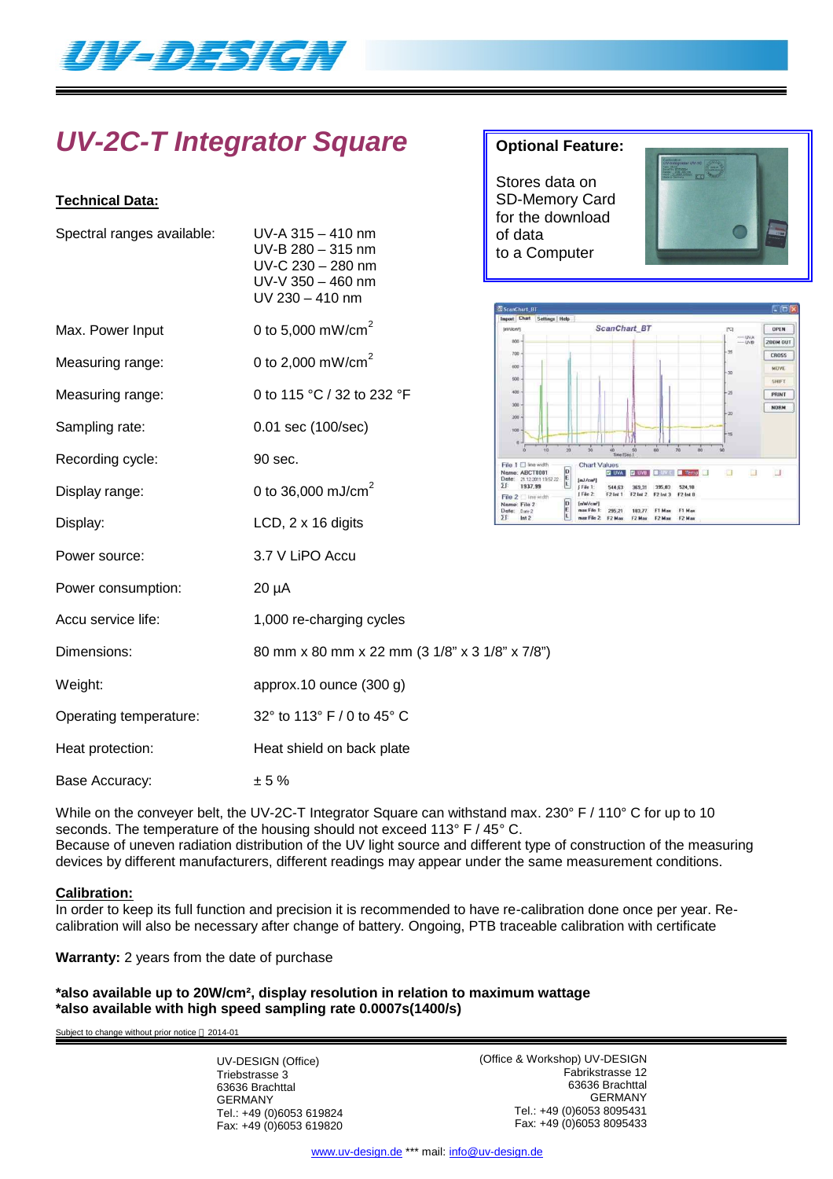# UV-2C-T Integrator Square

**Optional Feature:**

Stores data on SD-Memory Card for the download of data to a Computer

## Technical Data:

| | |
|---|---|
| Spectral ranges available: | UV-A 315 – 410 nm<br>UV-B 280 – 315 nm<br>UV-C 230 – 280 nm<br>UV-V 350 – 460 nm<br>UV 230 – 410 nm |
| Max. Power Input | 0 to 5,000 mW/cm$^2$ |
| Measuring range: | 0 to 2,000 mW/cm$^2$ |
| Measuring range: | 0 to 115 °C / 32 to 232 °F |
| Sampling rate: | 0.01 sec (100/sec) |
| Recording cycle: | 90 sec. |
| Display range: | 0 to 36,000 mJ/cm$^2$ |
| Display: | LCD, 2 x 16 digits |
| Power source: | 3.7 V LiPO Accu |
| Power consumption: | 20 µA |
| Accu service life: | 1,000 re-charging cycles |
| Dimensions: | 80 mm x 80 mm x 22 mm (3 1/8" x 3 1/8" x 7/8") |
| Weight: | approx.10 ounce (300 g) |
| Operating temperature: | 32° to 113° F / 0 to 45° C |
| Heat protection: | Heat shield on back plate |
| Base Accuracy: | ± 5 % |

While on the conveyer belt, the UV-2C-T Integrator Square can withstand max. 230° F / 110° C for up to 10 seconds. The temperature of the housing should not exceed 113° F / 45° C.
Because of uneven radiation distribution of the UV light source and different type of construction of the measuring devices by different manufacturers, different readings may appear under the same measurement conditions.

**Calibration:**
In order to keep its full function and precision it is recommended to have re-calibration done once per year. Re-calibration will also be necessary after change of battery. Ongoing, PTB traceable calibration with certificate

**Warranty:** 2 years from the date of purchase

**\*also available up to 20W/cm², display resolution in relation to maximum wattage**
**\*also available with high speed sampling rate 0.0007s(1400/s)**

Subject to change without prior notice 2014-01

UV-DESIGN (Office)
Triebstrasse 3
63636 Brachttal
GERMANY
Tel.: +49 (0)6053 619824
Fax: +49 (0)6053 619820

(Office & Workshop) UV-DESIGN
Fabrikstrasse 12
63636 Brachttal
GERMANY
Tel.: +49 (0)6053 8095431
Fax: +49 (0)6053 8095433

www.uv-design.de *** mail: info@uv-design.de